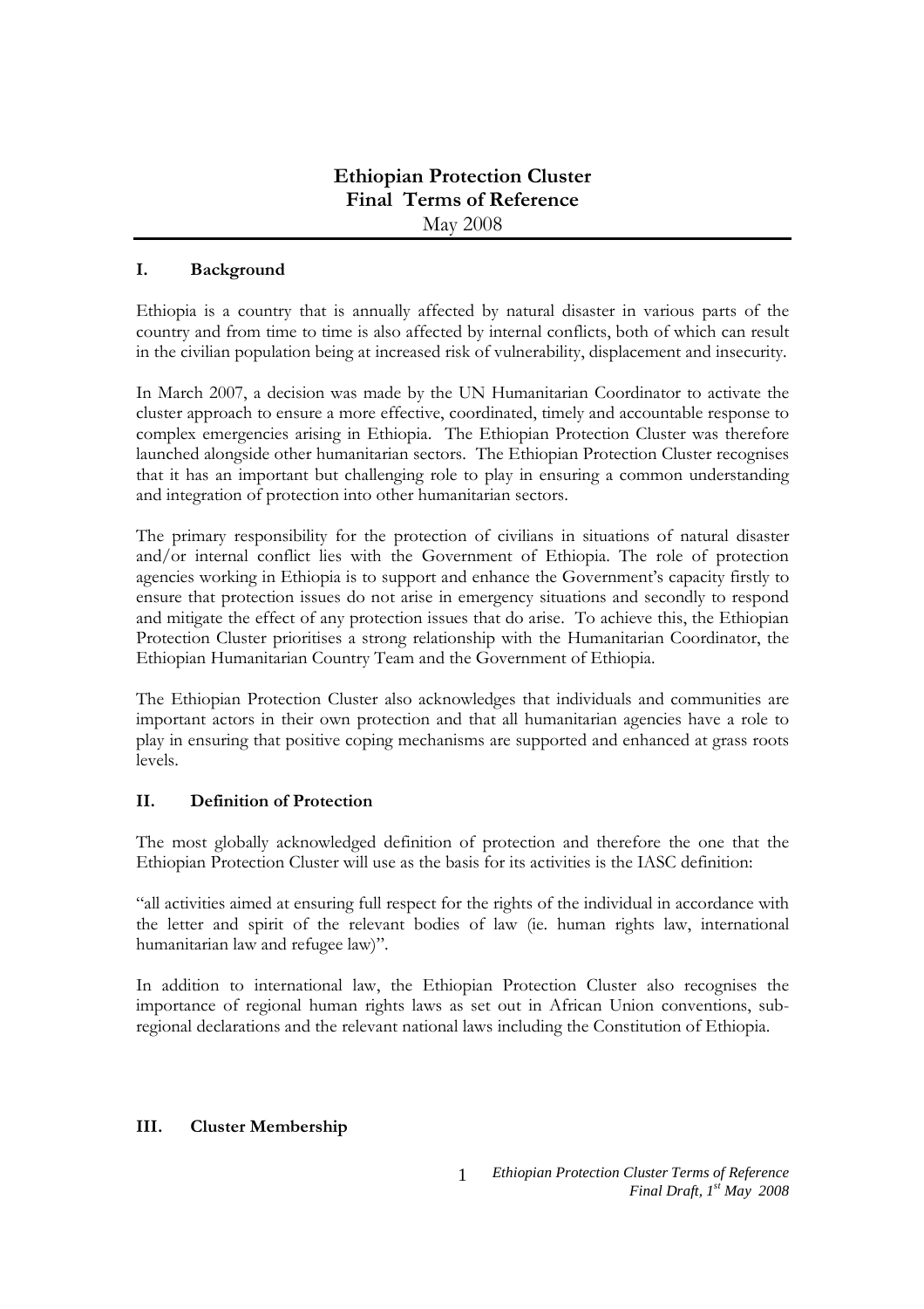# Ethiopian Protection Cluster
# Final Terms of Reference

May 2008

## I. Background

Ethiopia is a country that is annually affected by natural disaster in various parts of the country and from time to time is also affected by internal conflicts, both of which can result in the civilian population being at increased risk of vulnerability, displacement and insecurity.

In March 2007, a decision was made by the UN Humanitarian Coordinator to activate the cluster approach to ensure a more effective, coordinated, timely and accountable response to complex emergencies arising in Ethiopia. The Ethiopian Protection Cluster was therefore launched alongside other humanitarian sectors. The Ethiopian Protection Cluster recognises that it has an important but challenging role to play in ensuring a common understanding and integration of protection into other humanitarian sectors.

The primary responsibility for the protection of civilians in situations of natural disaster and/or internal conflict lies with the Government of Ethiopia. The role of protection agencies working in Ethiopia is to support and enhance the Government's capacity firstly to ensure that protection issues do not arise in emergency situations and secondly to respond and mitigate the effect of any protection issues that do arise. To achieve this, the Ethiopian Protection Cluster prioritises a strong relationship with the Humanitarian Coordinator, the Ethiopian Humanitarian Country Team and the Government of Ethiopia.

The Ethiopian Protection Cluster also acknowledges that individuals and communities are important actors in their own protection and that all humanitarian agencies have a role to play in ensuring that positive coping mechanisms are supported and enhanced at grass roots levels.

## II. Definition of Protection

The most globally acknowledged definition of protection and therefore the one that the Ethiopian Protection Cluster will use as the basis for its activities is the IASC definition:

"all activities aimed at ensuring full respect for the rights of the individual in accordance with the letter and spirit of the relevant bodies of law (ie. human rights law, international humanitarian law and refugee law)".

In addition to international law, the Ethiopian Protection Cluster also recognises the importance of regional human rights laws as set out in African Union conventions, sub-regional declarations and the relevant national laws including the Constitution of Ethiopia.

## III. Cluster Membership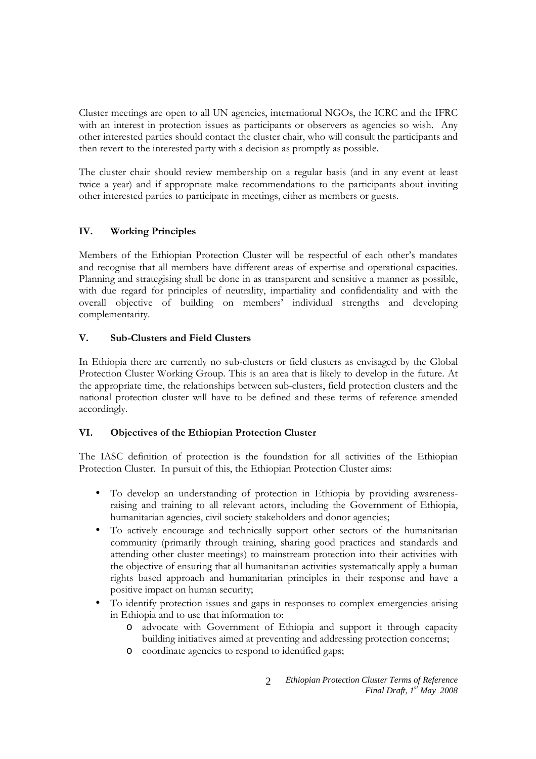Cluster meetings are open to all UN agencies, international NGOs, the ICRC and the IFRC with an interest in protection issues as participants or observers as agencies so wish. Any other interested parties should contact the cluster chair, who will consult the participants and then revert to the interested party with a decision as promptly as possible.

The cluster chair should review membership on a regular basis (and in any event at least twice a year) and if appropriate make recommendations to the participants about inviting other interested parties to participate in meetings, either as members or guests.

## IV. Working Principles

Members of the Ethiopian Protection Cluster will be respectful of each other's mandates and recognise that all members have different areas of expertise and operational capacities. Planning and strategising shall be done in as transparent and sensitive a manner as possible, with due regard for principles of neutrality, impartiality and confidentiality and with the overall objective of building on members' individual strengths and developing complementarity.

## V. Sub-Clusters and Field Clusters

In Ethiopia there are currently no sub-clusters or field clusters as envisaged by the Global Protection Cluster Working Group. This is an area that is likely to develop in the future. At the appropriate time, the relationships between sub-clusters, field protection clusters and the national protection cluster will have to be defined and these terms of reference amended accordingly.

## VI. Objectives of the Ethiopian Protection Cluster

The IASC definition of protection is the foundation for all activities of the Ethiopian Protection Cluster. In pursuit of this, the Ethiopian Protection Cluster aims:

- To develop an understanding of protection in Ethiopia by providing awareness-raising and training to all relevant actors, including the Government of Ethiopia, humanitarian agencies, civil society stakeholders and donor agencies;
- To actively encourage and technically support other sectors of the humanitarian community (primarily through training, sharing good practices and standards and attending other cluster meetings) to mainstream protection into their activities with the objective of ensuring that all humanitarian activities systematically apply a human rights based approach and humanitarian principles in their response and have a positive impact on human security;
- To identify protection issues and gaps in responses to complex emergencies arising in Ethiopia and to use that information to:
  - advocate with Government of Ethiopia and support it through capacity building initiatives aimed at preventing and addressing protection concerns;
  - coordinate agencies to respond to identified gaps;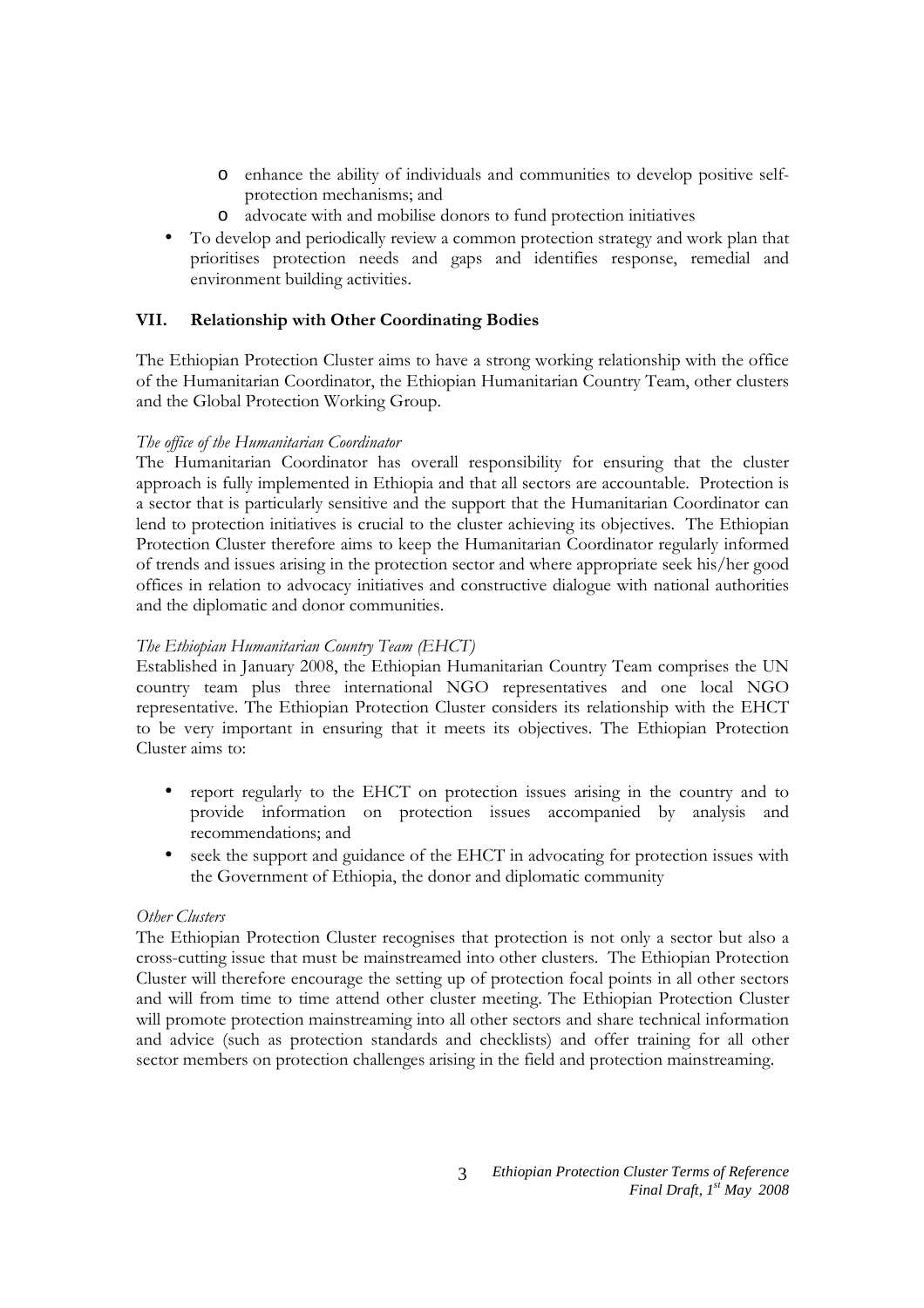- enhance the ability of individuals and communities to develop positive self-protection mechanisms; and
  - advocate with and mobilise donors to fund protection initiatives
- To develop and periodically review a common protection strategy and work plan that prioritises protection needs and gaps and identifies response, remedial and environment building activities.

## VII. Relationship with Other Coordinating Bodies

The Ethiopian Protection Cluster aims to have a strong working relationship with the office of the Humanitarian Coordinator, the Ethiopian Humanitarian Country Team, other clusters and the Global Protection Working Group.

*The office of the Humanitarian Coordinator*

The Humanitarian Coordinator has overall responsibility for ensuring that the cluster approach is fully implemented in Ethiopia and that all sectors are accountable. Protection is a sector that is particularly sensitive and the support that the Humanitarian Coordinator can lend to protection initiatives is crucial to the cluster achieving its objectives. The Ethiopian Protection Cluster therefore aims to keep the Humanitarian Coordinator regularly informed of trends and issues arising in the protection sector and where appropriate seek his/her good offices in relation to advocacy initiatives and constructive dialogue with national authorities and the diplomatic and donor communities.

*The Ethiopian Humanitarian Country Team (EHCT)*

Established in January 2008, the Ethiopian Humanitarian Country Team comprises the UN country team plus three international NGO representatives and one local NGO representative. The Ethiopian Protection Cluster considers its relationship with the EHCT to be very important in ensuring that it meets its objectives. The Ethiopian Protection Cluster aims to:

- report regularly to the EHCT on protection issues arising in the country and to provide information on protection issues accompanied by analysis and recommendations; and
- seek the support and guidance of the EHCT in advocating for protection issues with the Government of Ethiopia, the donor and diplomatic community

*Other Clusters*

The Ethiopian Protection Cluster recognises that protection is not only a sector but also a cross-cutting issue that must be mainstreamed into other clusters. The Ethiopian Protection Cluster will therefore encourage the setting up of protection focal points in all other sectors and will from time to time attend other cluster meeting. The Ethiopian Protection Cluster will promote protection mainstreaming into all other sectors and share technical information and advice (such as protection standards and checklists) and offer training for all other sector members on protection challenges arising in the field and protection mainstreaming.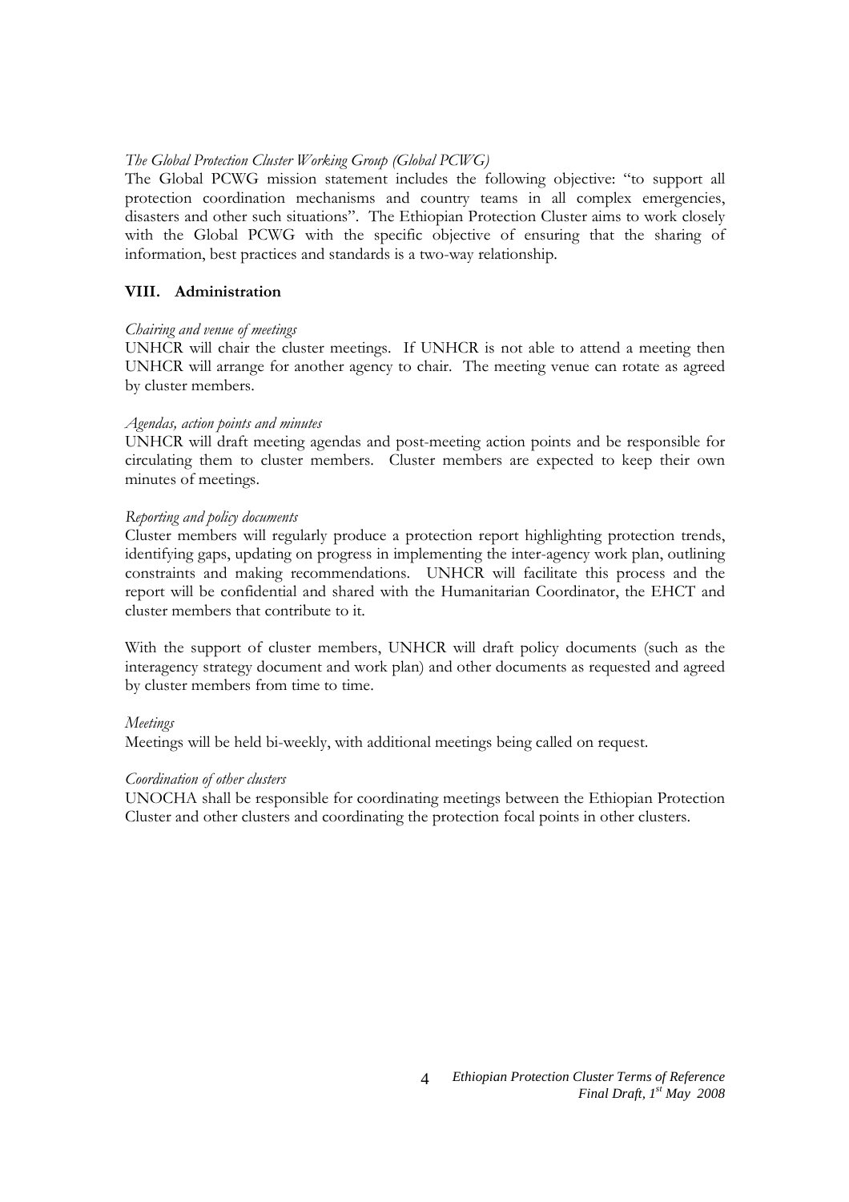*The Global Protection Cluster Working Group (Global PCWG)*

The Global PCWG mission statement includes the following objective: "to support all protection coordination mechanisms and country teams in all complex emergencies, disasters and other such situations". The Ethiopian Protection Cluster aims to work closely with the Global PCWG with the specific objective of ensuring that the sharing of information, best practices and standards is a two-way relationship.

## VIII. Administration

*Chairing and venue of meetings*

UNHCR will chair the cluster meetings. If UNHCR is not able to attend a meeting then UNHCR will arrange for another agency to chair. The meeting venue can rotate as agreed by cluster members.

*Agendas, action points and minutes*

UNHCR will draft meeting agendas and post-meeting action points and be responsible for circulating them to cluster members. Cluster members are expected to keep their own minutes of meetings.

*Reporting and policy documents*

Cluster members will regularly produce a protection report highlighting protection trends, identifying gaps, updating on progress in implementing the inter-agency work plan, outlining constraints and making recommendations. UNHCR will facilitate this process and the report will be confidential and shared with the Humanitarian Coordinator, the EHCT and cluster members that contribute to it.

With the support of cluster members, UNHCR will draft policy documents (such as the interagency strategy document and work plan) and other documents as requested and agreed by cluster members from time to time.

*Meetings*

Meetings will be held bi-weekly, with additional meetings being called on request.

*Coordination of other clusters*

UNOCHA shall be responsible for coordinating meetings between the Ethiopian Protection Cluster and other clusters and coordinating the protection focal points in other clusters.